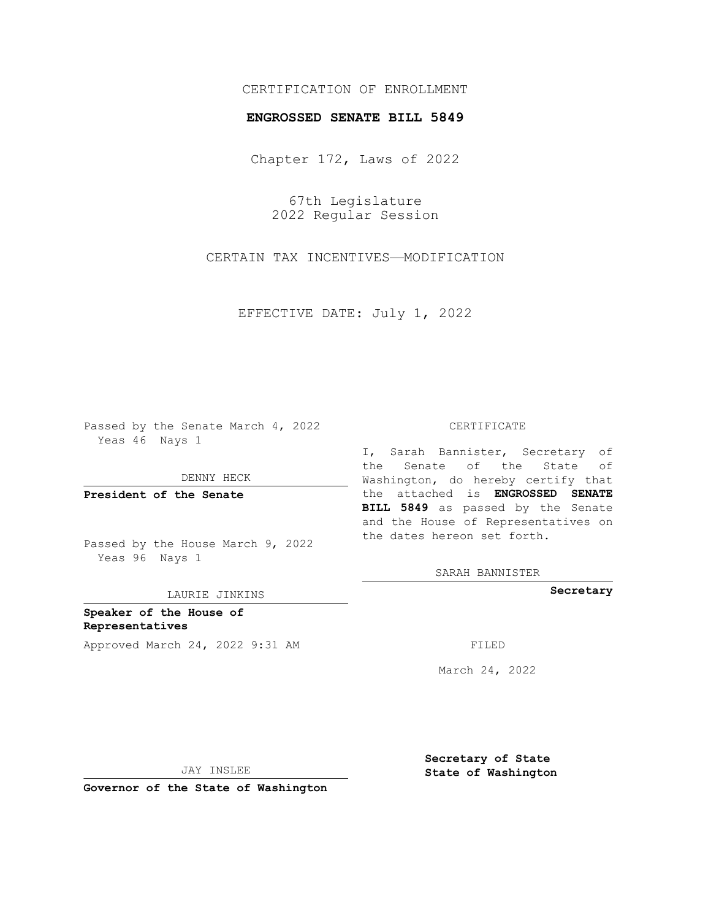CERTIFICATION OF ENROLLMENT

**ENGROSSED SENATE BILL 5849**

Chapter 172, Laws of 2022

67th Legislature
2022 Regular Session

CERTAIN TAX INCENTIVES—MODIFICATION

EFFECTIVE DATE: July 1, 2022

Passed by the Senate March 4, 2022
Yeas 46 Nays 1

DENNY HECK

**President of the Senate**

Passed by the House March 9, 2022
Yeas 96 Nays 1

LAURIE JINKINS

**Speaker of the House of Representatives**

Approved March 24, 2022 9:31 AM

JAY INSLEE

**Governor of the State of Washington**

CERTIFICATE

I, Sarah Bannister, Secretary of the Senate of the State of Washington, do hereby certify that the attached is **ENGROSSED SENATE BILL 5849** as passed by the Senate and the House of Representatives on the dates hereon set forth.

SARAH BANNISTER

**Secretary**

FILED

March 24, 2022

**Secretary of State**
**State of Washington**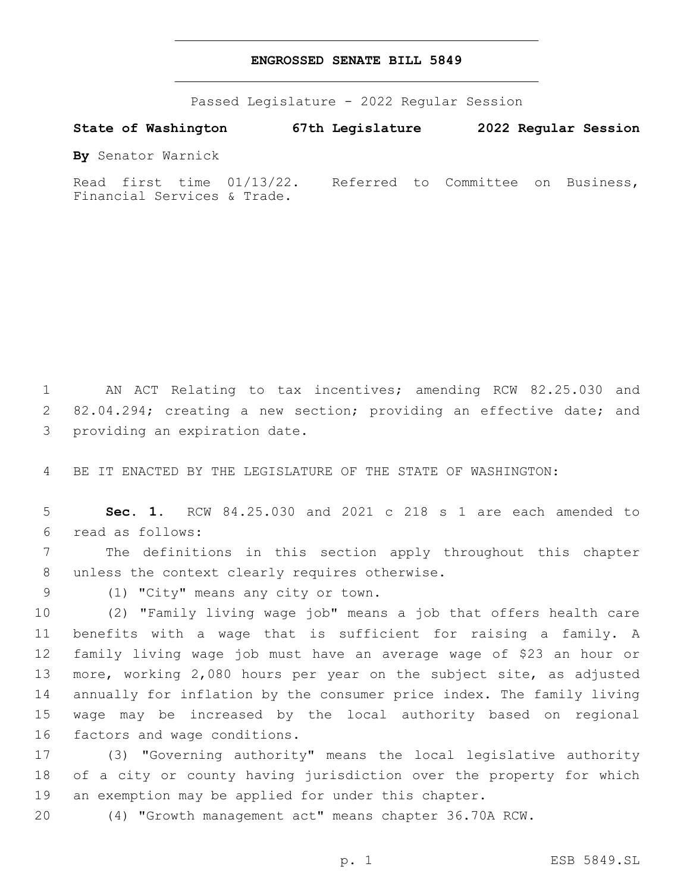**ENGROSSED SENATE BILL 5849**

Passed Legislature - 2022 Regular Session

**State of Washington 67th Legislature 2022 Regular Session**

**By** Senator Warnick

Read first time 01/13/22. Referred to Committee on Business, Financial Services & Trade.

AN ACT Relating to tax incentives; amending RCW 82.25.030 and 82.04.294; creating a new section; providing an effective date; and providing an expiration date.

BE IT ENACTED BY THE LEGISLATURE OF THE STATE OF WASHINGTON:

**Sec. 1.** RCW 84.25.030 and 2021 c 218 s 1 are each amended to read as follows:

The definitions in this section apply throughout this chapter unless the context clearly requires otherwise.

(1) "City" means any city or town.

(2) "Family living wage job" means a job that offers health care benefits with a wage that is sufficient for raising a family. A family living wage job must have an average wage of $23 an hour or more, working 2,080 hours per year on the subject site, as adjusted annually for inflation by the consumer price index. The family living wage may be increased by the local authority based on regional factors and wage conditions.

(3) "Governing authority" means the local legislative authority of a city or county having jurisdiction over the property for which an exemption may be applied for under this chapter.

(4) "Growth management act" means chapter 36.70A RCW.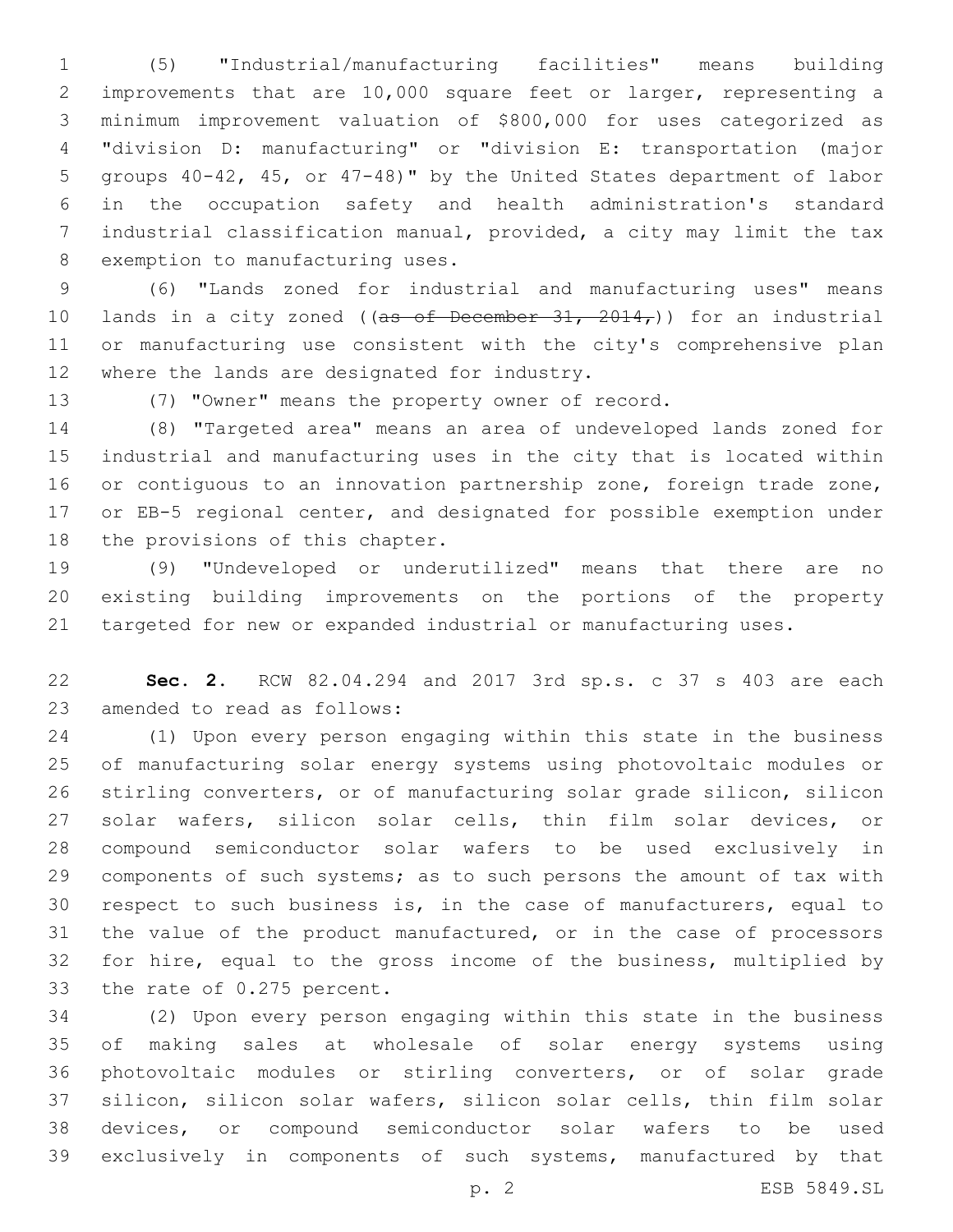(5) "Industrial/manufacturing facilities" means building improvements that are 10,000 square feet or larger, representing a minimum improvement valuation of $800,000 for uses categorized as "division D: manufacturing" or "division E: transportation (major groups 40-42, 45, or 47-48)" by the United States department of labor in the occupation safety and health administration's standard industrial classification manual, provided, a city may limit the tax exemption to manufacturing uses.

(6) "Lands zoned for industrial and manufacturing uses" means lands in a city zoned ((~~as of December 31, 2014,~~)) for an industrial or manufacturing use consistent with the city's comprehensive plan where the lands are designated for industry.

(7) "Owner" means the property owner of record.

(8) "Targeted area" means an area of undeveloped lands zoned for industrial and manufacturing uses in the city that is located within or contiguous to an innovation partnership zone, foreign trade zone, or EB-5 regional center, and designated for possible exemption under the provisions of this chapter.

(9) "Undeveloped or underutilized" means that there are no existing building improvements on the portions of the property targeted for new or expanded industrial or manufacturing uses.

**Sec. 2.** RCW 82.04.294 and 2017 3rd sp.s. c 37 s 403 are each amended to read as follows:

(1) Upon every person engaging within this state in the business of manufacturing solar energy systems using photovoltaic modules or stirling converters, or of manufacturing solar grade silicon, silicon solar wafers, silicon solar cells, thin film solar devices, or compound semiconductor solar wafers to be used exclusively in components of such systems; as to such persons the amount of tax with respect to such business is, in the case of manufacturers, equal to the value of the product manufactured, or in the case of processors for hire, equal to the gross income of the business, multiplied by the rate of 0.275 percent.

(2) Upon every person engaging within this state in the business of making sales at wholesale of solar energy systems using photovoltaic modules or stirling converters, or of solar grade silicon, silicon solar wafers, silicon solar cells, thin film solar devices, or compound semiconductor solar wafers to be used exclusively in components of such systems, manufactured by that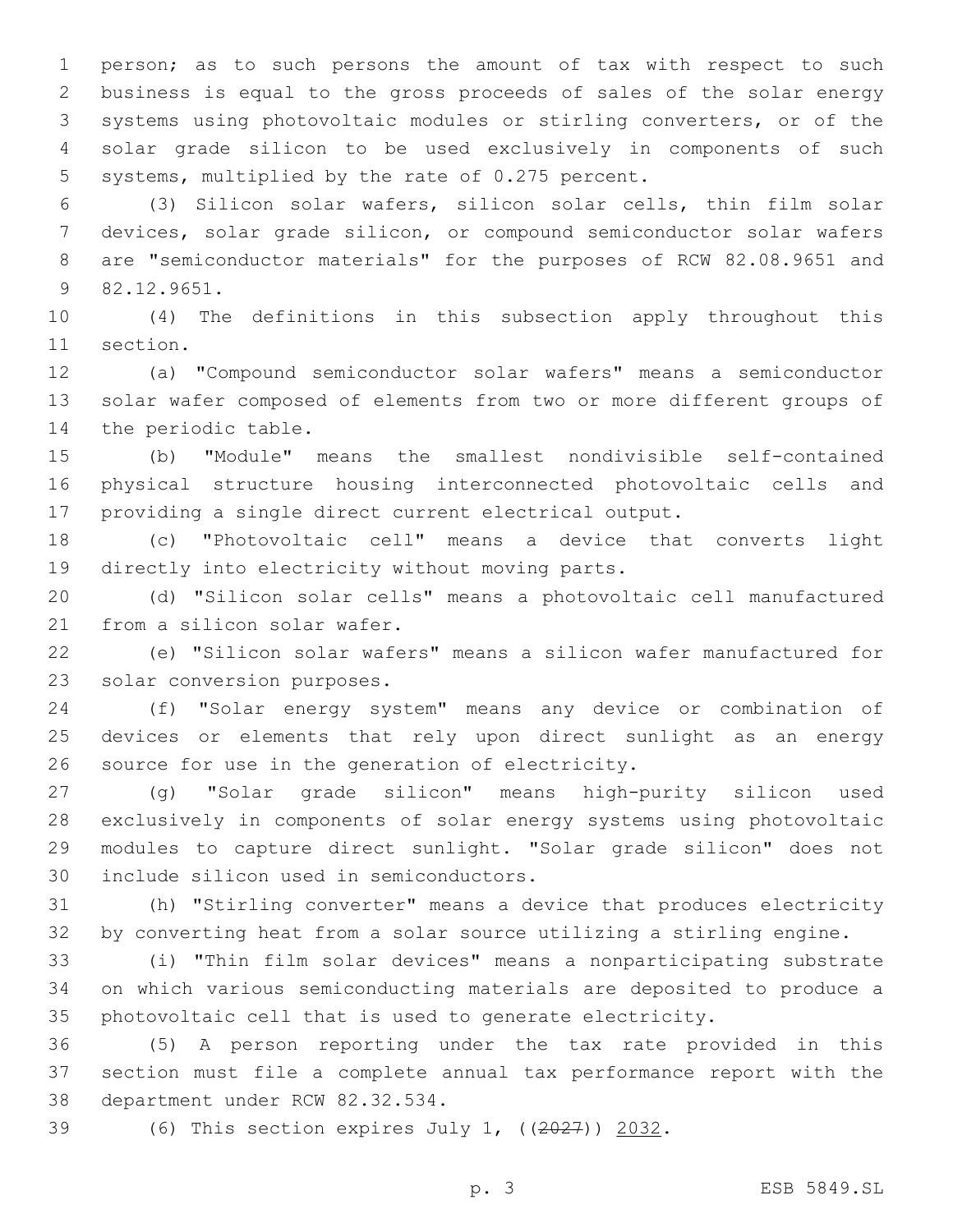person; as to such persons the amount of tax with respect to such business is equal to the gross proceeds of sales of the solar energy systems using photovoltaic modules or stirling converters, or of the solar grade silicon to be used exclusively in components of such systems, multiplied by the rate of 0.275 percent.

(3) Silicon solar wafers, silicon solar cells, thin film solar devices, solar grade silicon, or compound semiconductor solar wafers are "semiconductor materials" for the purposes of RCW 82.08.9651 and 82.12.9651.

(4) The definitions in this subsection apply throughout this section.

(a) "Compound semiconductor solar wafers" means a semiconductor solar wafer composed of elements from two or more different groups of the periodic table.

(b) "Module" means the smallest nondivisible self-contained physical structure housing interconnected photovoltaic cells and providing a single direct current electrical output.

(c) "Photovoltaic cell" means a device that converts light directly into electricity without moving parts.

(d) "Silicon solar cells" means a photovoltaic cell manufactured from a silicon solar wafer.

(e) "Silicon solar wafers" means a silicon wafer manufactured for solar conversion purposes.

(f) "Solar energy system" means any device or combination of devices or elements that rely upon direct sunlight as an energy source for use in the generation of electricity.

(g) "Solar grade silicon" means high-purity silicon used exclusively in components of solar energy systems using photovoltaic modules to capture direct sunlight. "Solar grade silicon" does not include silicon used in semiconductors.

(h) "Stirling converter" means a device that produces electricity by converting heat from a solar source utilizing a stirling engine.

(i) "Thin film solar devices" means a nonparticipating substrate on which various semiconducting materials are deposited to produce a photovoltaic cell that is used to generate electricity.

(5) A person reporting under the tax rate provided in this section must file a complete annual tax performance report with the department under RCW 82.32.534.

(6) This section expires July 1, ((~~2027~~)) <u>2032</u>.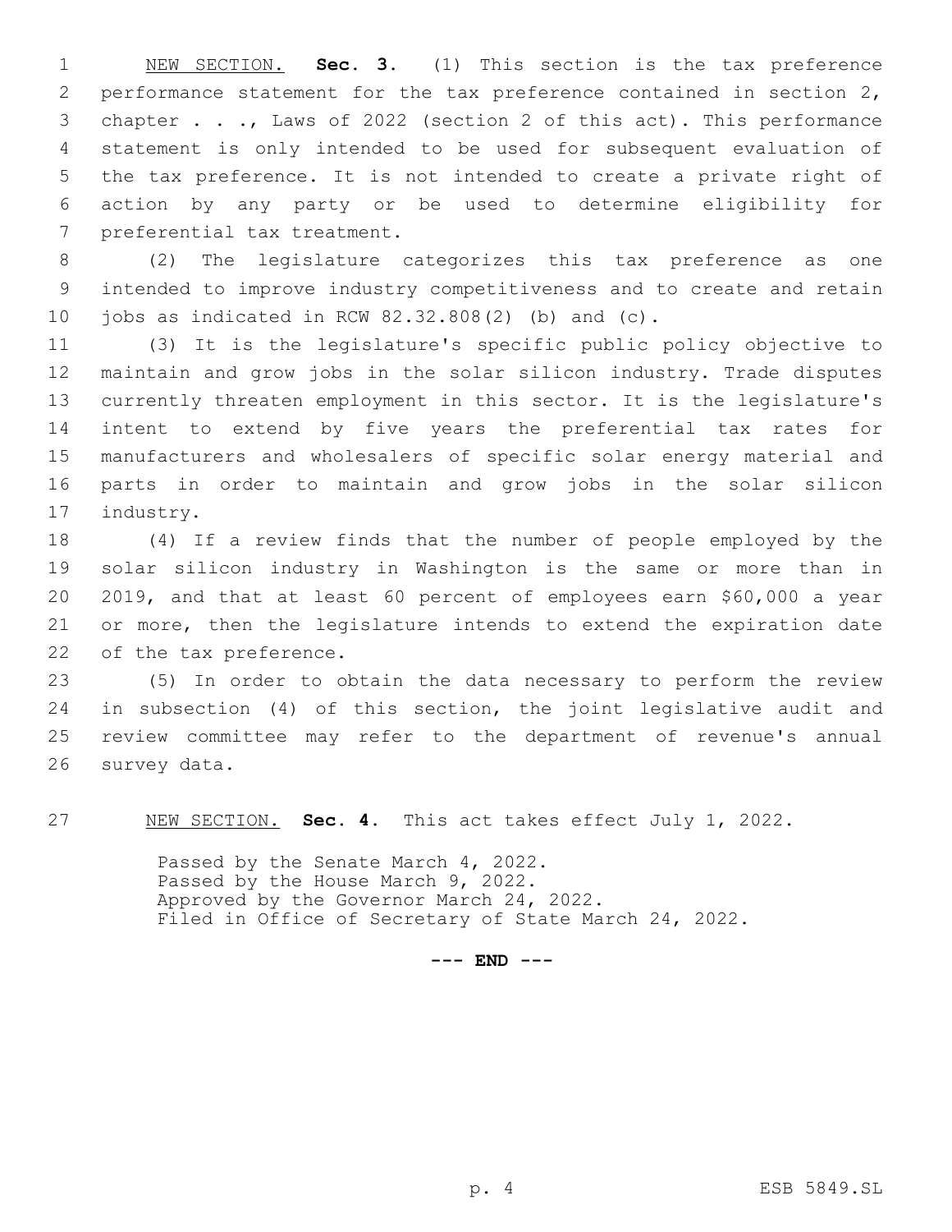NEW SECTION. **Sec. 3.** (1) This section is the tax preference performance statement for the tax preference contained in section 2, chapter . . ., Laws of 2022 (section 2 of this act). This performance statement is only intended to be used for subsequent evaluation of the tax preference. It is not intended to create a private right of action by any party or be used to determine eligibility for preferential tax treatment.

(2) The legislature categorizes this tax preference as one intended to improve industry competitiveness and to create and retain jobs as indicated in RCW 82.32.808(2) (b) and (c).

(3) It is the legislature's specific public policy objective to maintain and grow jobs in the solar silicon industry. Trade disputes currently threaten employment in this sector. It is the legislature's intent to extend by five years the preferential tax rates for manufacturers and wholesalers of specific solar energy material and parts in order to maintain and grow jobs in the solar silicon industry.

(4) If a review finds that the number of people employed by the solar silicon industry in Washington is the same or more than in 2019, and that at least 60 percent of employees earn $60,000 a year or more, then the legislature intends to extend the expiration date of the tax preference.

(5) In order to obtain the data necessary to perform the review in subsection (4) of this section, the joint legislative audit and review committee may refer to the department of revenue's annual survey data.

NEW SECTION. **Sec. 4.** This act takes effect July 1, 2022.

Passed by the Senate March 4, 2022.
Passed by the House March 9, 2022.
Approved by the Governor March 24, 2022.
Filed in Office of Secretary of State March 24, 2022.

**--- END ---**